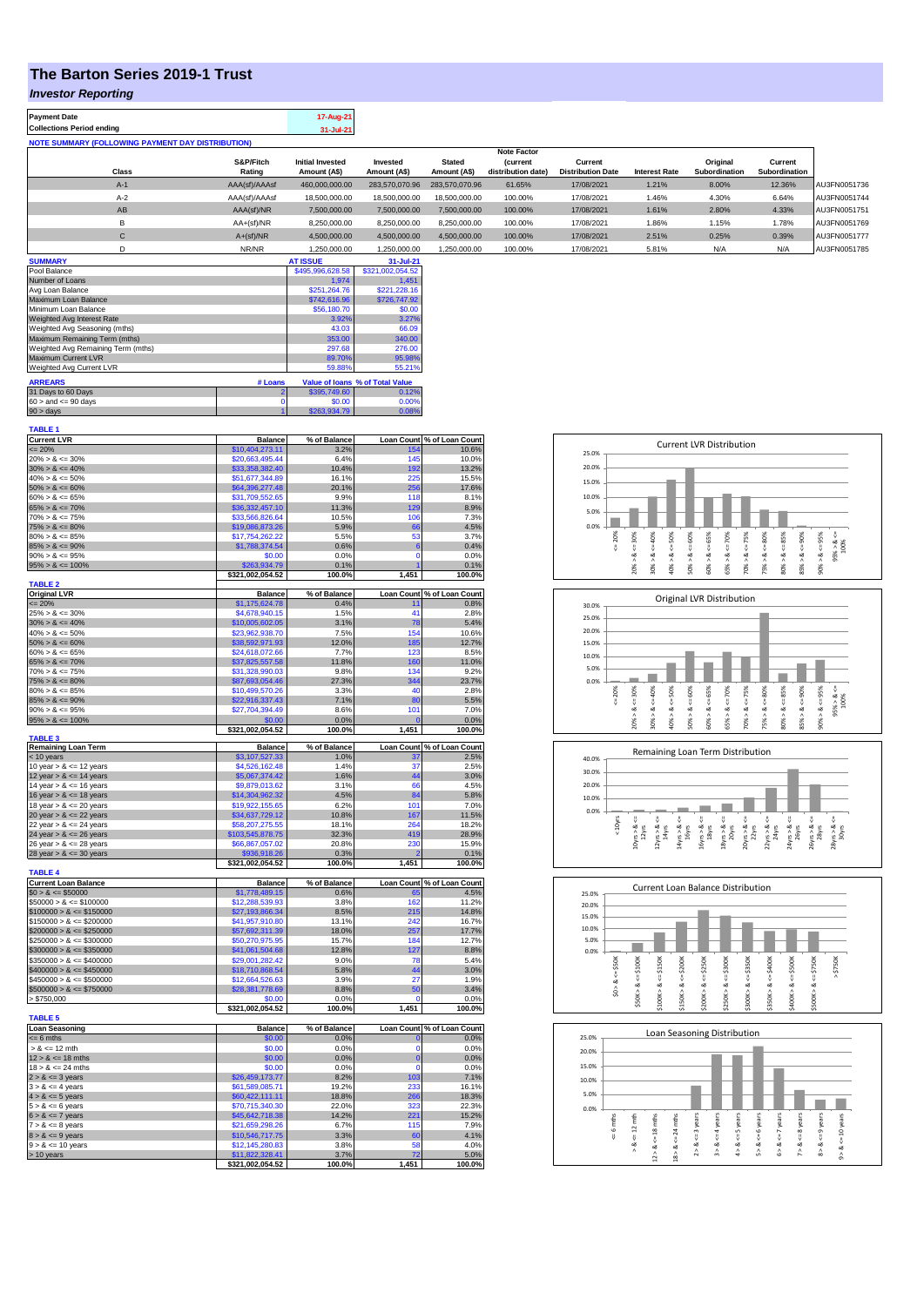# The Barton Series 2019-1 Trust

## *Investor Reporting*

| | |
|---|---|
| **Payment Date** | 17-Aug-21 |
| **Collections Period ending** | 31-Jul-21 |

**NOTE SUMMARY (FOLLOWING PAYMENT DAY DISTRIBUTION)**

| Class | S&P/Fitch Rating | Initial Invested Amount (A$) | Invested Amount (A$) | Stated Amount (A$) | Note Factor (current distribution date) | Current Distribution Date | Interest Rate | Original Subordination | Current Subordination | |
|---|---|---|---|---|---|---|---|---|---|---|
| A-1 | AAA(sf)/AAAsf | 460,000,000.00 | 283,570,070.96 | 283,570,070.96 | 61.65% | 17/08/2021 | 1.21% | 8.00% | 12.36% | AU3FN0051736 |
| A-2 | AAA(sf)/AAAsf | 18,500,000.00 | 18,500,000.00 | 18,500,000.00 | 100.00% | 17/08/2021 | 1.46% | 4.30% | 6.64% | AU3FN0051744 |
| AB | AAA(sf)/NR | 7,500,000.00 | 7,500,000.00 | 7,500,000.00 | 100.00% | 17/08/2021 | 1.61% | 2.80% | 4.33% | AU3FN0051751 |
| B | AA+(sf)/NR | 8,250,000.00 | 8,250,000.00 | 8,250,000.00 | 100.00% | 17/08/2021 | 1.86% | 1.15% | 1.78% | AU3FN0051769 |
| C | A+(sf)/NR | 4,500,000.00 | 4,500,000.00 | 4,500,000.00 | 100.00% | 17/08/2021 | 2.51% | 0.25% | 0.39% | AU3FN0051777 |
| D | NR/NR | 1,250,000.00 | 1,250,000.00 | 1,250,000.00 | 100.00% | 17/08/2021 | 5.81% | N/A | N/A | AU3FN0051785 |

| SUMMARY | AT ISSUE | 31-Jul-21 |
|---|---|---|
| Pool Balance | $495,996,628.58 | $321,002,054.52 |
| Number of Loans | 1,974 | 1,451 |
| Avg Loan Balance | $251,264.76 | $221,228.16 |
| Maximum Loan Balance | $742,616.96 | $726,747.92 |
| Minimum Loan Balance | $56,180.70 | $0.00 |
| Weighted Avg Interest Rate | 3.92% | 3.27% |
| Weighted Avg Seasoning (mths) | 43.03 | 66.09 |
| Maximum Remaining Term (mths) | 353.00 | 340.00 |
| Weighted Avg Remaining Term (mths) | 297.68 | 276.00 |
| Maximum Current LVR | 89.70% | 95.98% |
| Weighted Avg Current LVR | 59.88% | 55.21% |

| ARREARS | # Loans | Value of loans | % of Total Value |
|---|---|---|---|
| 31 Days to 60 Days | 2 | $395,749.60 | 0.12% |
| 60 > and <= 90 days | 0 | $0.00 | 0.00% |
| 90 > days | 1 | $263,934.79 | 0.08% |

**TABLE 1**

| Current LVR | Balance | % of Balance | Loan Count | % of Loan Count |
|---|---|---|---|---|
| <= 20% | $10,404,273.11 | 3.2% | 154 | 10.6% |
| 20% > & <= 30% | $20,663,495.44 | 6.4% | 145 | 10.0% |
| 30% > & <= 40% | $33,358,382.40 | 10.4% | 192 | 13.2% |
| 40% > & <= 50% | $51,677,344.89 | 16.1% | 225 | 15.5% |
| 50% > & <= 60% | $64,396,277.48 | 20.1% | 256 | 17.6% |
| 60% > & <= 65% | $31,709,552.65 | 9.9% | 118 | 8.1% |
| 65% > & <= 70% | $36,332,457.10 | 11.3% | 129 | 8.9% |
| 70% > & <= 75% | $33,566,826.64 | 10.5% | 106 | 7.3% |
| 75% > & <= 80% | $19,086,873.26 | 5.9% | 66 | 4.5% |
| 80% > & <= 85% | $17,754,262.22 | 5.5% | 53 | 3.7% |
| 85% > & <= 90% | $1,788,374.54 | 0.6% | 6 | 0.4% |
| 90% > & <= 95% | $0.00 | 0.0% | 0 | 0.0% |
| 95% > & <= 100% | $263,934.79 | 0.1% | 1 | 0.1% |
| | $321,002,054.52 | 100.0% | 1,451 | 100.0% |

**TABLE 2**

| Original LVR | Balance | % of Balance | Loan Count | % of Loan Count |
|---|---|---|---|---|
| <= 20% | $1,175,624.78 | 0.4% | 11 | 0.8% |
| 25% > & <= 30% | $4,678,940.15 | 1.5% | 41 | 2.8% |
| 30% > & <= 40% | $10,005,602.05 | 3.1% | 78 | 5.4% |
| 40% > & <= 50% | $23,962,938.70 | 7.5% | 154 | 10.6% |
| 50% > & <= 60% | $38,592,971.93 | 12.0% | 185 | 12.7% |
| 60% > & <= 65% | $24,618,072.66 | 7.7% | 123 | 8.5% |
| 65% > & <= 70% | $37,825,557.58 | 11.8% | 160 | 11.0% |
| 70% > & <= 75% | $31,328,990.03 | 9.8% | 134 | 9.2% |
| 75% > & <= 80% | $87,693,054.46 | 27.3% | 344 | 23.7% |
| 80% > & <= 85% | $10,499,570.26 | 3.3% | 40 | 2.8% |
| 85% > & <= 90% | $22,916,337.43 | 7.1% | 80 | 5.5% |
| 90% > & <= 95% | $27,704,394.49 | 8.6% | 101 | 7.0% |
| 95% > & <= 100% | $0.00 | 0.0% | 0 | 0.0% |
| | $321,002,054.52 | 100.0% | 1,451 | 100.0% |

**TABLE 3**

| Remaining Loan Term | Balance | % of Balance | Loan Count | % of Loan Count |
|---|---|---|---|---|
| < 10 years | $3,107,527.33 | 1.0% | 37 | 2.5% |
| 10 year > & <= 12 years | $4,526,162.48 | 1.4% | 37 | 2.5% |
| 12 year > & <= 14 years | $5,067,374.42 | 1.6% | 44 | 3.0% |
| 14 year > & <= 16 years | $9,879,013.62 | 3.1% | 66 | 4.5% |
| 16 year > & <= 18 years | $14,304,962.32 | 4.5% | 84 | 5.8% |
| 18 year > & <= 20 years | $19,922,155.65 | 6.2% | 101 | 7.0% |
| 20 year > & <= 22 years | $34,637,729.12 | 10.8% | 167 | 11.5% |
| 22 year > & <= 24 years | $58,207,275.55 | 18.1% | 264 | 18.2% |
| 24 year > & <= 26 years | $103,545,878.75 | 32.3% | 419 | 28.9% |
| 26 year > & <= 28 years | $66,867,057.02 | 20.8% | 230 | 15.9% |
| 28 year > & <= 30 years | $936,918.26 | 0.3% | 2 | 0.1% |
| | $321,002,054.52 | 100.0% | 1,451 | 100.0% |

**TABLE 4**

| Current Loan Balance | Balance | % of Balance | Loan Count | % of Loan Count |
|---|---|---|---|---|
| $0 > & <= $50000 | $1,778,489.15 | 0.6% | 65 | 4.5% |
| $50000 > & <= $100000 | $12,288,539.93 | 3.8% | 162 | 11.2% |
| $100000 > & <= $150000 | $27,193,866.34 | 8.5% | 215 | 14.8% |
| $150000 > & <= $200000 | $41,957,910.80 | 13.1% | 242 | 16.7% |
| $200000 > & <= $250000 | $57,692,311.39 | 18.0% | 257 | 17.7% |
| $250000 > & <= $300000 | $50,270,975.95 | 15.7% | 184 | 12.7% |
| $300000 > & <= $350000 | $41,061,504.68 | 12.8% | 127 | 8.8% |
| $350000 > & <= $400000 | $29,001,282.42 | 9.0% | 78 | 5.4% |
| $400000 > & <= $450000 | $18,710,868.54 | 5.8% | 44 | 3.0% |
| $450000 > & <= $500000 | $12,664,526.63 | 3.9% | 27 | 1.9% |
| $500000 > & <= $750000 | $28,381,778.69 | 8.8% | 50 | 3.4% |
| > $750,000 | $0.00 | 0.0% | 0 | 0.0% |
| | $321,002,054.52 | 100.0% | 1,451 | 100.0% |

**TABLE 5**

| Loan Seasoning | Balance | % of Balance | Loan Count | % of Loan Count |
|---|---|---|---|---|
| <= 6 mths | $0.00 | 0.0% | 0 | 0.0% |
| > & <= 12 mth | $0.00 | 0.0% | 0 | 0.0% |
| 12 > & <= 18 mths | $0.00 | 0.0% | 0 | 0.0% |
| 18 > & <= 24 mths | $0.00 | 0.0% | 0 | 0.0% |
| 2 > & <= 3 years | $26,459,173.77 | 8.2% | 103 | 7.1% |
| 3 > & <= 4 years | $61,589,085.71 | 19.2% | 233 | 16.1% |
| 4 > & <= 5 years | $60,422,111.11 | 18.8% | 266 | 18.3% |
| 5 > & <= 6 years | $70,715,340.30 | 22.0% | 323 | 22.3% |
| 6 > & <= 7 years | $45,642,718.38 | 14.2% | 221 | 15.2% |
| 7 > & <= 8 years | $21,659,298.26 | 6.7% | 115 | 7.9% |
| 8 > & <= 9 years | $10,546,717.75 | 3.3% | 60 | 4.1% |
| 9 > & <= 10 years | $12,145,280.83 | 3.8% | 58 | 4.0% |
| > 10 years | $11,822,328.41 | 3.7% | 72 | 5.0% |
| | $321,002,054.52 | 100.0% | 1,451 | 100.0% |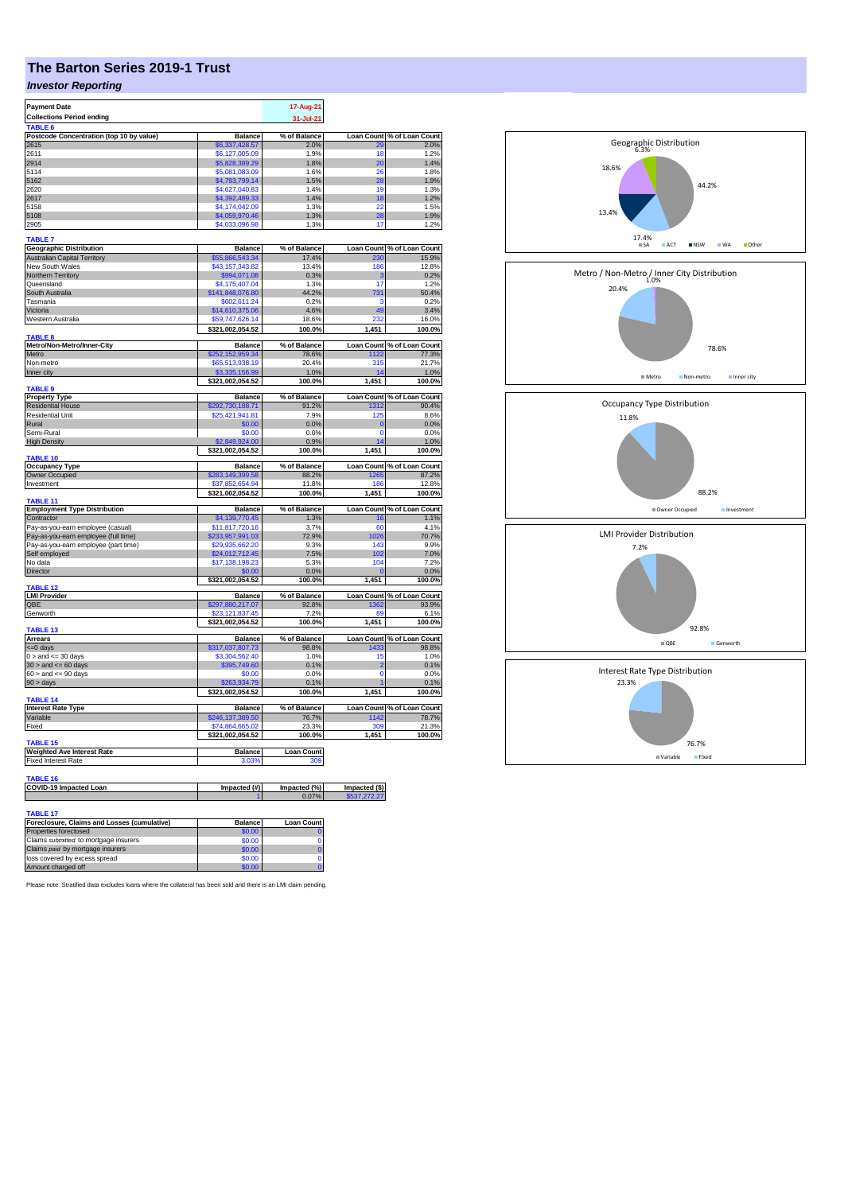# The Barton Series 2019-1 Trust

## *Investor Reporting*

| | |
|---|---|
| **Payment Date** | 17-Aug-21 |
| **Collections Period ending** | 31-Jul-21 |

**TABLE 6**

| Postcode Concentration (top 10 by value) | Balance | % of Balance | Loan Count | % of Loan Count |
|---|---|---|---|---|
| 2615 | $6,337,428.57 | 2.0% | 29 | 2.0% |
| 2611 | $6,127,005.09 | 1.9% | 18 | 1.2% |
| 2914 | $5,828,389.29 | 1.8% | 20 | 1.4% |
| 5114 | $5,081,083.09 | 1.6% | 26 | 1.8% |
| 5162 | $4,793,799.14 | 1.5% | 28 | 1.9% |
| 2620 | $4,627,040.83 | 1.4% | 19 | 1.3% |
| 2617 | $4,392,489.33 | 1.4% | 18 | 1.2% |
| 5158 | $4,174,042.09 | 1.3% | 22 | 1.5% |
| 5108 | $4,059,970.46 | 1.3% | 28 | 1.9% |
| 2905 | $4,033,096.98 | 1.3% | 17 | 1.2% |

**TABLE 7**

| Geographic Distribution | Balance | % of Balance | Loan Count | % of Loan Count |
|---|---|---|---|---|
| Australian Capital Territory | $55,866,543.34 | 17.4% | 230 | 15.9% |
| New South Wales | $43,157,343.82 | 13.4% | 186 | 12.8% |
| Northern Territory | $994,071.08 | 0.3% | 3 | 0.2% |
| Queensland | $4,175,407.04 | 1.3% | 17 | 1.2% |
| South Australia | $141,848,076.80 | 44.2% | 731 | 50.4% |
| Tasmania | $602,611.24 | 0.2% | 3 | 0.2% |
| Victoria | $14,610,375.06 | 4.6% | 49 | 3.4% |
| Western Australia | $59,747,626.14 | 18.6% | 232 | 16.0% |
| | $321,002,054.52 | 100.0% | 1,451 | 100.0% |

**TABLE 8**

| Metro/Non-Metro/Inner-City | Balance | % of Balance | Loan Count | % of Loan Count |
|---|---|---|---|---|
| Metro | $252,152,959.34 | 78.6% | 1122 | 77.3% |
| Non-metro | $65,513,938.19 | 20.4% | 315 | 21.7% |
| Inner city | $3,335,156.99 | 1.0% | 14 | 1.0% |
| | $321,002,054.52 | 100.0% | 1,451 | 100.0% |

**TABLE 9**

| Property Type | Balance | % of Balance | Loan Count | % of Loan Count |
|---|---|---|---|---|
| Residential House | $292,730,188.71 | 91.2% | 1312 | 90.4% |
| Residential Unit | $25,421,941.81 | 7.9% | 125 | 8.6% |
| Rural | $0.00 | 0.0% | 0 | 0.0% |
| Semi-Rural | $0.00 | 0.0% | 0 | 0.0% |
| High Density | $2,849,924.00 | 0.9% | 14 | 1.0% |
| | $321,002,054.52 | 100.0% | 1,451 | 100.0% |

**TABLE 10**

| Occupancy Type | Balance | % of Balance | Loan Count | % of Loan Count |
|---|---|---|---|---|
| Owner Occupied | $283,149,399.58 | 88.2% | 1265 | 87.2% |
| Investment | $37,852,654.94 | 11.8% | 186 | 12.8% |
| | $321,002,054.52 | 100.0% | 1,451 | 100.0% |

**TABLE 11**

| Employment Type Distribution | Balance | % of Balance | Loan Count | % of Loan Count |
|---|---|---|---|---|
| Contractor | $4,139,770.45 | 1.3% | 16 | 1.1% |
| Pay-as-you-earn employee (casual) | $11,817,720.16 | 3.7% | 60 | 4.1% |
| Pay-as-you-earn employee (full time) | $233,957,991.03 | 72.9% | 1026 | 70.7% |
| Pay-as-you-earn employee (part time) | $29,935,662.20 | 9.3% | 143 | 9.9% |
| Self employed | $24,012,712.45 | 7.5% | 102 | 7.0% |
| No data | $17,138,198.23 | 5.3% | 104 | 7.2% |
| Director | $0.00 | 0.0% | 0 | 0.0% |
| | $321,002,054.52 | 100.0% | 1,451 | 100.0% |

**TABLE 12**

| LMI Provider | Balance | % of Balance | Loan Count | % of Loan Count |
|---|---|---|---|---|
| QBE | $297,880,217.07 | 92.8% | 1362 | 93.9% |
| Genworth | $23,121,837.45 | 7.2% | 89 | 6.1% |
| | $321,002,054.52 | 100.0% | 1,451 | 100.0% |

**TABLE 13**

| Arrears | Balance | % of Balance | Loan Count | % of Loan Count |
|---|---|---|---|---|
| <=0 days | $317,037,807.73 | 98.8% | 1433 | 98.8% |
| 0 > and <= 30 days | $3,304,562.40 | 1.0% | 15 | 1.0% |
| 30 > and <= 60 days | $395,749.60 | 0.1% | 2 | 0.1% |
| 60 > and <= 90 days | $0.00 | 0.0% | 0 | 0.0% |
| 90 > days | $263,934.79 | 0.1% | 1 | 0.1% |
| | $321,002,054.52 | 100.0% | 1,451 | 100.0% |

**TABLE 14**

| Interest Rate Type | Balance | % of Balance | Loan Count | % of Loan Count |
|---|---|---|---|---|
| Variable | $246,137,389.50 | 76.7% | 1142 | 78.7% |
| Fixed | $74,864,665.02 | 23.3% | 309 | 21.3% |
| | $321,002,054.52 | 100.0% | 1,451 | 100.0% |

**TABLE 15**

| Weighted Ave Interest Rate | Balance | Loan Count |
|---|---|---|
| Fixed Interest Rate | 3.03% | 309 |

**TABLE 16**

| COVID-19 Impacted Loan | Impacted (#) | Impacted (%) | Impacted ($) |
|---|---|---|---|
| | 1 | 0.07% | $537,272.27 |

**TABLE 17**

| Foreclosure, Claims and Losses (cumulative) | Balance | Loan Count |
|---|---|---|
| Properties foreclosed | $0.00 | 0 |
| Claims *submitted* to mortgage insurers | $0.00 | 0 |
| Claims *paid* by mortgage insurers | $0.00 | 0 |
| loss covered by excess spread | $0.00 | 0 |
| Amount charged off | $0.00 | 0 |

Please note: Stratified data excludes loans where the collateral has been sold and there is an LMI claim pending.

Geographic Distribution: SA 44.2%, ACT 17.4%, NSW 13.4%, WA 18.6%, Other 6.3%

Metro / Non-Metro / Inner City Distribution: Metro 78.6%, Non-metro 20.4%, Inner city 1.0%

Occupancy Type Distribution: Owner Occupied 88.2%, Investment 11.8%

LMI Provider Distribution: QBE 92.8%, Genworth 7.2%

Interest Rate Type Distribution: Variable 76.7%, Fixed 23.3%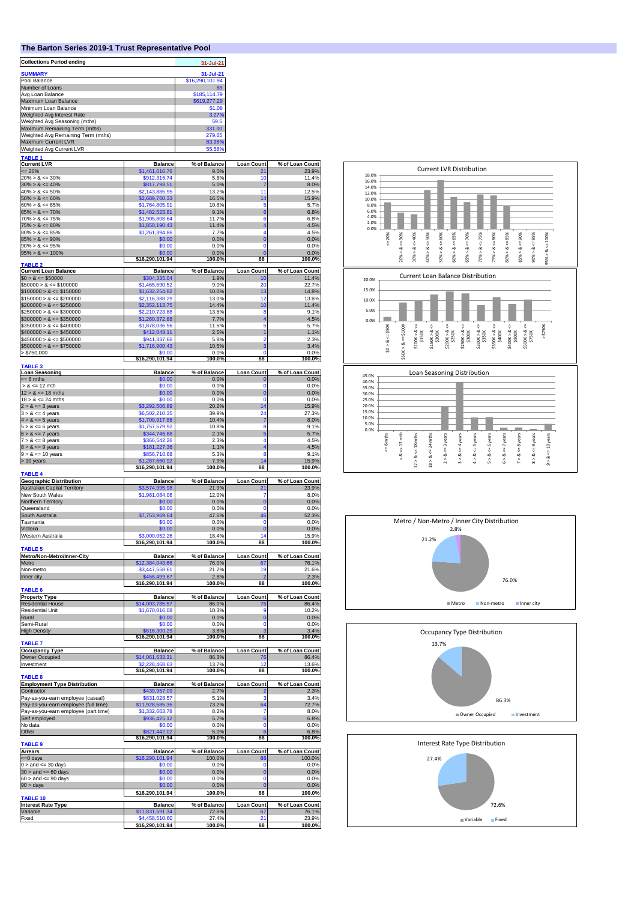# The Barton Series 2019-1 Trust Representative Pool

| | |
|---|---|
| Collections Period ending | 31-Jul-21 |

| SUMMARY | 31-Jul-21 |
|---|---|
| Pool Balance | $16,290,101.94 |
| Number of Loans | 88 |
| Avg Loan Balance | $185,114.79 |
| Maximum Loan Balance | $619,277.29 |
| Minimum Loan Balance | $1.08 |
| Weighted Avg Interest Rate | 3.27% |
| Weighted Avg Seasoning (mths) | 59.5 |
| Maximum Remaining Term (mths) | 331.00 |
| Weighted Avg Remaining Term (mths) | 279.65 |
| Maximum Current LVR | 83.98% |
| Weighted Avg Current LVR | 55.58% |

TABLE 1

| Current LVR | Balance | % of Balance | Loan Count | % of Loan Count |
|---|---|---|---|---|
| <= 20% | $1,461,616.76 | 9.0% | 21 | 23.9% |
| 20% > & <= 30% | $912,316.74 | 5.6% | 10 | 11.4% |
| 30% > & <= 40% | $817,798.51 | 5.0% | 7 | 8.0% |
| 40% > & <= 50% | $2,143,885.95 | 13.2% | 11 | 12.5% |
| 50% > & <= 60% | $2,689,760.33 | 16.5% | 14 | 15.9% |
| 60% > & <= 65% | $1,764,805.91 | 10.8% | 5 | 5.7% |
| 65% > & <= 70% | $1,482,523.81 | 9.1% | 6 | 6.8% |
| 70% > & <= 75% | $1,905,808.64 | 11.7% | 6 | 6.8% |
| 75% > & <= 80% | $1,850,190.43 | 11.4% | 4 | 4.5% |
| 80% > & <= 85% | $1,261,394.86 | 7.7% | 4 | 4.5% |
| 85% > & <= 90% | $0.00 | 0.0% | 0 | 0.0% |
| 90% > & <= 95% | $0.00 | 0.0% | 0 | 0.0% |
| 95% > & <= 100% | $0.00 | 0.0% | 0 | 0.0% |
| | $16,290,101.94 | 100.0% | 88 | 100.0% |

Current LVR Distribution

TABLE 2

| Current Loan Balance | Balance | % of Balance | Loan Count | % of Loan Count |
|---|---|---|---|---|
| $0 > & <= $50000 | $304,335.04 | 1.9% | 10 | 11.4% |
| $50000 > & <= $100000 | $1,465,590.52 | 9.0% | 20 | 22.7% |
| $100000 > & <= $150000 | $1,632,254.82 | 10.0% | 13 | 14.8% |
| $150000 > & <= $200000 | $2,116,388.29 | 13.0% | 12 | 13.6% |
| $200000 > & <= $250000 | $2,352,113.75 | 14.4% | 10 | 11.4% |
| $250000 > & <= $300000 | $2,210,723.88 | 13.6% | 8 | 9.1% |
| $300000 > & <= $350000 | $1,260,372.88 | 7.7% | 4 | 4.5% |
| $350000 > & <= $400000 | $1,878,036.56 | 11.5% | 5 | 5.7% |
| $400000 > & <= $450000 | $412,048.11 | 2.5% | 1 | 1.1% |
| $450000 > & <= $500000 | $941,337.66 | 5.8% | 2 | 2.3% |
| $500000 > & <= $750000 | $1,716,900.43 | 10.5% | 3 | 3.4% |
| > $750,000 | $0.00 | 0.0% | 0 | 0.0% |
| | $16,290,101.94 | 100.0% | 88 | 100.0% |

Current Loan Balance Distribution

TABLE 3

| Loan Seasoning | Balance | % of Balance | Loan Count | % of Loan Count |
|---|---|---|---|---|
| <= 6 mths | $0.00 | 0.0% | 0 | 0.0% |
| > & <= 12 mth | $0.00 | 0.0% | 0 | 0.0% |
| 12 > & <= 18 mths | $0.00 | 0.0% | 0 | 0.0% |
| 18 > & <= 24 mths | $0.00 | 0.0% | 0 | 0.0% |
| 2 > & <= 3 years | $3,292,506.89 | 20.2% | 14 | 15.9% |
| 3 > & <= 4 years | $6,502,210.35 | 39.9% | 24 | 27.3% |
| 4 > & <= 5 years | $1,700,917.88 | 10.4% | 7 | 8.0% |
| 5 > & <= 6 years | $1,757,579.92 | 10.8% | 8 | 9.1% |
| 6 > & <= 7 years | $344,745.68 | 2.1% | 5 | 5.7% |
| 7 > & <= 8 years | $366,542.26 | 2.3% | 4 | 4.5% |
| 8 > & <= 9 years | $181,227.36 | 1.1% | 4 | 4.5% |
| 9 > & <= 10 years | $856,710.68 | 5.3% | 8 | 9.1% |
| > 10 years | $1,287,660.92 | 7.9% | 14 | 15.9% |
| | $16,290,101.94 | 100.0% | 88 | 100.0% |

Loan Seasoning Distribution

TABLE 4

| Geographic Distribution | Balance | % of Balance | Loan Count | % of Loan Count |
|---|---|---|---|---|
| Australian Capital Territory | $3,574,995.98 | 21.9% | 21 | 23.9% |
| New South Wales | $1,961,084.06 | 12.0% | 7 | 8.0% |
| Northern Territory | $0.00 | 0.0% | 0 | 0.0% |
| Queensland | $0.00 | 0.0% | 0 | 0.0% |
| South Australia | $7,753,969.64 | 47.6% | 46 | 52.3% |
| Tasmania | $0.00 | 0.0% | 0 | 0.0% |
| Victoria | $0.00 | 0.0% | 0 | 0.0% |
| Western Australia | $3,000,052.26 | 18.4% | 14 | 15.9% |
| | $16,290,101.94 | 100.0% | 88 | 100.0% |

TABLE 5

| Metro/Non-Metro/Inner-City | Balance | % of Balance | Loan Count | % of Loan Count |
|---|---|---|---|---|
| Metro | $12,384,043.66 | 76.0% | 67 | 76.1% |
| Non-metro | $3,447,558.61 | 21.2% | 19 | 21.6% |
| Inner city | $458,499.67 | 2.8% | 2 | 2.3% |
| | $16,290,101.94 | 100.0% | 88 | 100.0% |

Metro / Non-Metro / Inner City Distribution
2.8%
21.2%
76.0%
Metro Non-metro Inner city

TABLE 6

| Property Type | Balance | % of Balance | Loan Count | % of Loan Count |
|---|---|---|---|---|
| Residential House | $14,003,785.57 | 86.0% | 76 | 86.4% |
| Residential Unit | $1,670,016.08 | 10.3% | 9 | 10.2% |
| Rural | $0.00 | 0.0% | 0 | 0.0% |
| Semi-Rural | $0.00 | 0.0% | 0 | 0.0% |
| High Density | $616,300.29 | 3.8% | 3 | 3.4% |
| | $16,290,101.94 | 100.0% | 88 | 100.0% |

TABLE 7

| Occupancy Type | Balance | % of Balance | Loan Count | % of Loan Count |
|---|---|---|---|---|
| Owner Occupied | $14,061,633.31 | 86.3% | 76 | 86.4% |
| Investment | $2,228,468.63 | 13.7% | 12 | 13.6% |
| | $16,290,101.94 | 100.0% | 88 | 100.0% |

Occupancy Type Distribution
13.7%
86.3%
Owner Occupied Investment

TABLE 8

| Employment Type Distribution | Balance | % of Balance | Loan Count | % of Loan Count |
|---|---|---|---|---|
| Contractor | $439,957.09 | 2.7% | 2 | 2.3% |
| Pay-as-you-earn employee (casual) | $831,028.57 | 5.1% | 3 | 3.4% |
| Pay-as-you-earn employee (full time) | $11,928,585.36 | 73.2% | 64 | 72.7% |
| Pay-as-you-earn employee (part time) | $1,332,663.78 | 8.2% | 7 | 8.0% |
| Self employed | $936,425.12 | 5.7% | 6 | 6.8% |
| No data | $0.00 | 0.0% | 0 | 0.0% |
| Other | $821,442.02 | 5.0% | 6 | 6.8% |
| | $16,290,101.94 | 100.0% | 88 | 100.0% |

TABLE 9

| Arrears | Balance | % of Balance | Loan Count | % of Loan Count |
|---|---|---|---|---|
| <=0 days | $16,290,101.94 | 100.0% | 88 | 100.0% |
| 0 > and <= 30 days | $0.00 | 0.0% | 0 | 0.0% |
| 30 > and <= 60 days | $0.00 | 0.0% | 0 | 0.0% |
| 60 > and <= 90 days | $0.00 | 0.0% | 0 | 0.0% |
| 90 > days | $0.00 | 0.0% | 0 | 0.0% |
| | $16,290,101.94 | 100.0% | 88 | 100.0% |

TABLE 10

| Interest Rate Type | Balance | % of Balance | Loan Count | % of Loan Count |
|---|---|---|---|---|
| Variable | $11,831,591.34 | 72.6% | 67 | 76.1% |
| Fixed | $4,458,510.60 | 27.4% | 21 | 23.9% |
| | $16,290,101.94 | 100.0% | 88 | 100.0% |

Interest Rate Type Distribution
27.4%
72.6%
Variable Fixed